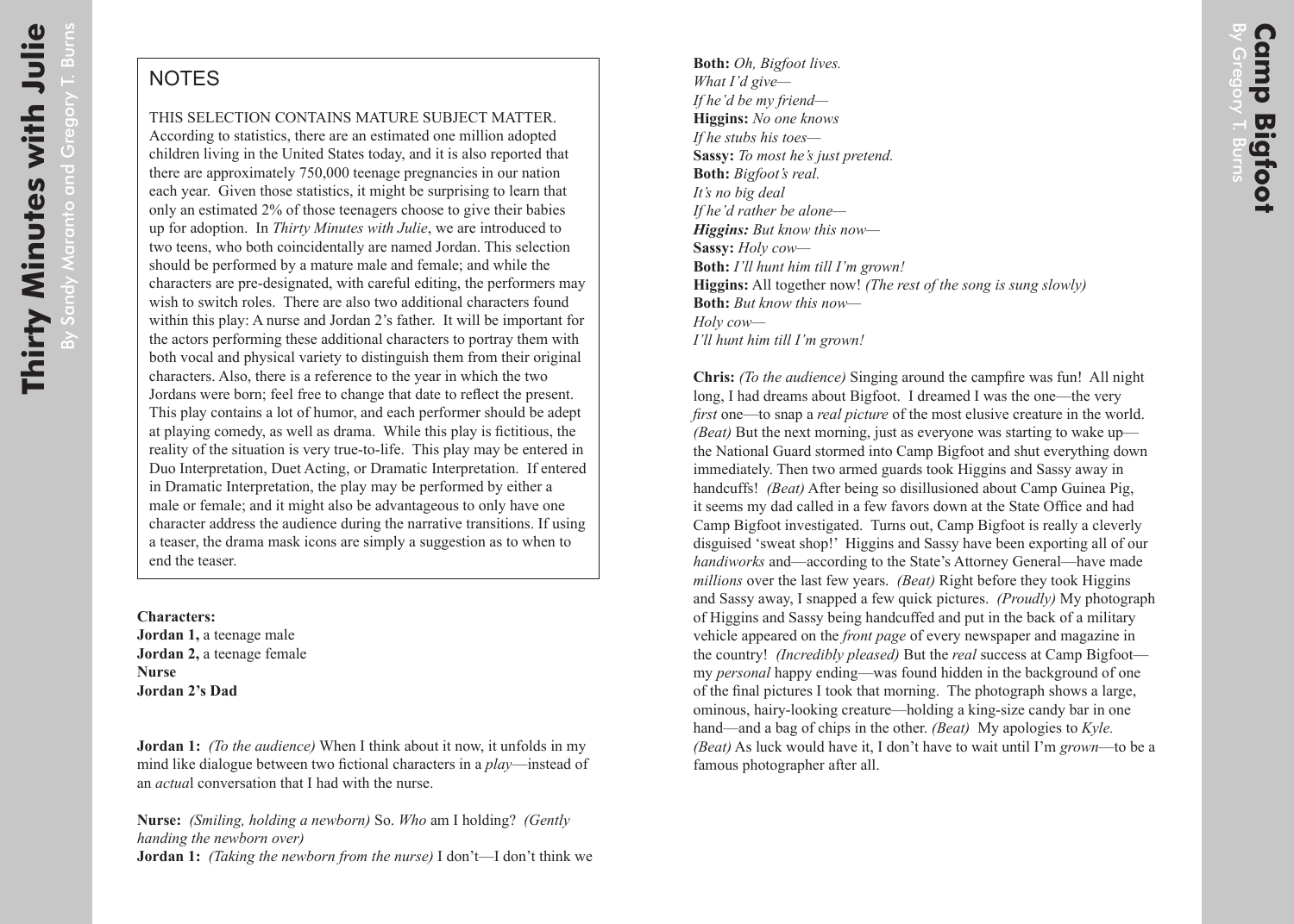## NOTES

THIS SELECTION CONTAINS MATURE SUBJECT MATTER. According to statistics, there are an estimated one million adopted children living in the United States today, and it is also reported that there are approximately 750,000 teenage pregnancies in our nation each year. Given those statistics, it might be surprising to learn that only an estimated 2% of those teenagers choose to give their babies up for adoption. In *Thirty Minutes with Julie*, we are introduced to two teens, who both coincidentally are named Jordan. This selection should be performed by a mature male and female; and while the characters are pre-designated, with careful editing, the performers may wish to switch roles. There are also two additional characters found within this play: A nurse and Jordan 2's father. It will be important for the actors performing these additional characters to portray them with both vocal and physical variety to distinguish them from their original characters. Also, there is a reference to the year in which the two Jordans were born; feel free to change that date to reflect the present. This play contains a lot of humor, and each performer should be adept at playing comedy, as well as drama. While this play is fictitious, the reality of the situation is very true-to-life. This play may be entered in Duo Interpretation, Duet Acting, or Dramatic Interpretation. If entered in Dramatic Interpretation, the play may be performed by either a male or female; and it might also be advantageous to only have one character address the audience during the narrative transitions. If using a teaser, the drama mask icons are simply a suggestion as to when to end the teaser.

**Characters:**
**Jordan 1,** a teenage male
**Jordan 2,** a teenage female
**Nurse**
**Jordan 2's Dad**

**Jordan 1:** *(To the audience)* When I think about it now, it unfolds in my mind like dialogue between two fictional characters in a *play*—instead of an *actual* conversation that I had with the nurse.

**Nurse:** *(Smiling, holding a newborn)* So. *Who* am I holding? *(Gently handing the newborn over)*
**Jordan 1:** *(Taking the newborn from the nurse)* I don't—I don't think we

**Both:** *Oh, Bigfoot lives.*
*What I'd give—*
*If he'd be my friend—*
**Higgins:** *No one knows*
*If he stubs his toes—*
**Sassy:** *To most he's just pretend.*
**Both:** *Bigfoot's real.*
*It's no big deal*
*If he'd rather be alone—*
***Higgins:*** *But know this now—*
**Sassy:** *Holy cow—*
**Both:** *I'll hunt him till I'm grown!*
**Higgins:** All together now! *(The rest of the song is sung slowly)*
**Both:** *But know this now—*
*Holy cow—*
*I'll hunt him till I'm grown!*

**Chris:** *(To the audience)* Singing around the campfire was fun! All night long, I had dreams about Bigfoot. I dreamed I was the one—the very *first* one—to snap a *real picture* of the most elusive creature in the world. *(Beat)* But the next morning, just as everyone was starting to wake up—the National Guard stormed into Camp Bigfoot and shut everything down immediately. Then two armed guards took Higgins and Sassy away in handcuffs! *(Beat)* After being so disillusioned about Camp Guinea Pig, it seems my dad called in a few favors down at the State Office and had Camp Bigfoot investigated. Turns out, Camp Bigfoot is really a cleverly disguised 'sweat shop!' Higgins and Sassy have been exporting all of our *handiworks* and—according to the State's Attorney General—have made *millions* over the last few years. *(Beat)* Right before they took Higgins and Sassy away, I snapped a few quick pictures. *(Proudly)* My photograph of Higgins and Sassy being handcuffed and put in the back of a military vehicle appeared on the *front page* of every newspaper and magazine in the country! *(Incredibly pleased)* But the *real* success at Camp Bigfoot—my *personal* happy ending—was found hidden in the background of one of the final pictures I took that morning. The photograph shows a large, ominous, hairy-looking creature—holding a king-size candy bar in one hand—and a bag of chips in the other. *(Beat)* My apologies to *Kyle. (Beat)* As luck would have it, I don't have to wait until I'm *grown*—to be a famous photographer after all.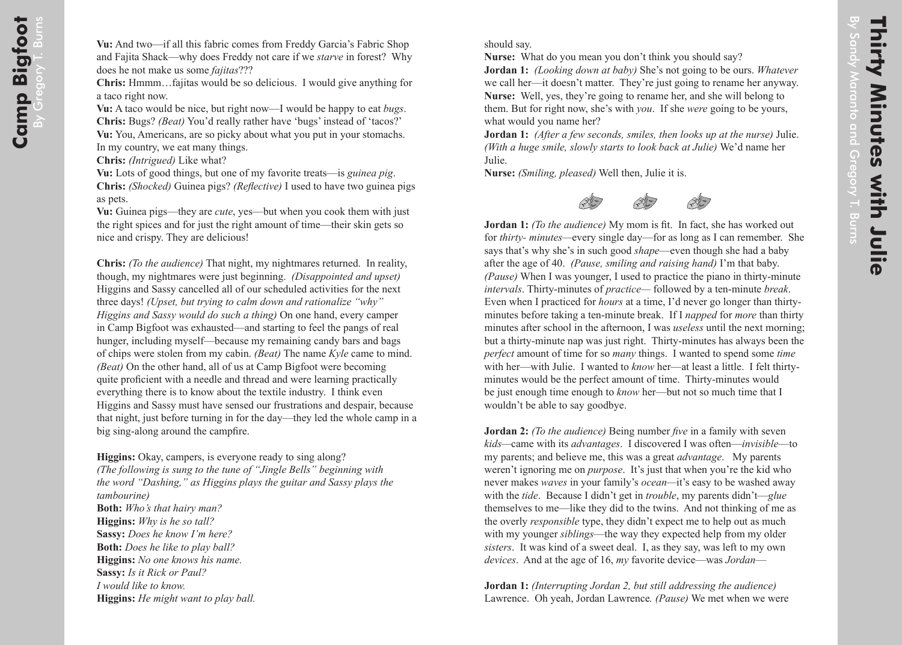**Vu:** And two—if all this fabric comes from Freddy Garcia's Fabric Shop and Fajita Shack—why does Freddy not care if we *starve* in forest? Why does he not make us some *fajitas*???

**Chris:** Hmmm…fajitas would be so delicious. I would give anything for a taco right now.

**Vu:** A taco would be nice, but right now—I would be happy to eat *bugs*.

**Chris:** Bugs? *(Beat)* You'd really rather have 'bugs' instead of 'tacos?'

**Vu:** You, Americans, are so picky about what you put in your stomachs. In my country, we eat many things.

**Chris:** *(Intrigued)* Like what?

**Vu:** Lots of good things, but one of my favorite treats—is *guinea pig*.

**Chris:** *(Shocked)* Guinea pigs? *(Reflective)* I used to have two guinea pigs as pets.

**Vu:** Guinea pigs—they are *cute*, yes—but when you cook them with just the right spices and for just the right amount of time—their skin gets so nice and crispy. They are delicious!

**Chris:** *(To the audience)* That night, my nightmares returned. In reality, though, my nightmares were just beginning. *(Disappointed and upset)* Higgins and Sassy cancelled all of our scheduled activities for the next three days! *(Upset, but trying to calm down and rationalize "why" Higgins and Sassy would do such a thing)* On one hand, every camper in Camp Bigfoot was exhausted—and starting to feel the pangs of real hunger, including myself—because my remaining candy bars and bags of chips were stolen from my cabin. *(Beat)* The name *Kyle* came to mind. *(Beat)* On the other hand, all of us at Camp Bigfoot were becoming quite proficient with a needle and thread and were learning practically everything there is to know about the textile industry. I think even Higgins and Sassy must have sensed our frustrations and despair, because that night, just before turning in for the day—they led the whole camp in a big sing-along around the campfire.

**Higgins:** Okay, campers, is everyone ready to sing along?

*(The following is sung to the tune of "Jingle Bells" beginning with the word "Dashing," as Higgins plays the guitar and Sassy plays the tambourine)*

**Both:** *Who's that hairy man?*

**Higgins:** *Why is he so tall?*

**Sassy:** *Does he know I'm here?*

**Both:** *Does he like to play ball?*

**Higgins:** *No one knows his name.*

**Sassy:** *Is it Rick or Paul?*

*I would like to know.*

**Higgins:** *He might want to play ball.*

should say.

**Nurse:** What do you mean you don't think you should say?

**Jordan 1:** *(Looking down at baby)* She's not going to be ours. *Whatever* we call her—it doesn't matter. They're just going to rename her anyway.

**Nurse:** Well, yes, they're going to rename her, and she will belong to them. But for right now, she's with *you*. If she *were* going to be yours, what would you name her?

**Jordan 1:** *(After a few seconds, smiles, then looks up at the nurse)* Julie. *(With a huge smile, slowly starts to look back at Julie)* We'd name her Julie.

**Nurse:** *(Smiling, pleased)* Well then, Julie it is.

**Jordan 1:** *(To the audience)* My mom is fit. In fact, she has worked out for *thirty- minutes*—every single day—for as long as I can remember. She says that's why she's in such good *shape*—even though she had a baby after the age of 40. *(Pause, smiling and raising hand)* I'm that baby. *(Pause)* When I was younger, I used to practice the piano in thirty-minute *intervals*. Thirty-minutes of *practice*— followed by a ten-minute *break*. Even when I practiced for *hours* at a time, I'd never go longer than thirty-minutes before taking a ten-minute break. If I *napped* for *more* than thirty minutes after school in the afternoon, I was *useless* until the next morning; but a thirty-minute nap was just right. Thirty-minutes has always been the *perfect* amount of time for so *many* things. I wanted to spend some *time* with her—with Julie. I wanted to *know* her—at least a little. I felt thirty-minutes would be the perfect amount of time. Thirty-minutes would be just enough time enough to *know* her—but not so much time that I wouldn't be able to say goodbye.

**Jordan 2:** *(To the audience)* Being number *five* in a family with seven *kids*—came with its *advantages*. I discovered I was often—*invisible*—to my parents; and believe me, this was a great *advantage*. My parents weren't ignoring me on *purpose*. It's just that when you're the kid who never makes *waves* in your family's *ocean*—it's easy to be washed away with the *tide*. Because I didn't get in *trouble*, my parents didn't—*glue* themselves to me—like they did to the twins. And not thinking of me as the overly *responsible* type, they didn't expect me to help out as much with my younger *siblings*—the way they expected help from my older *sisters*. It was kind of a sweet deal. I, as they say, was left to my own *devices*. And at the age of 16, *my* favorite device—was *Jordan*—

**Jordan 1:** *(Interrupting Jordan 2, but still addressing the audience)* Lawrence. Oh yeah, Jordan Lawrence*. (Pause)* We met when we were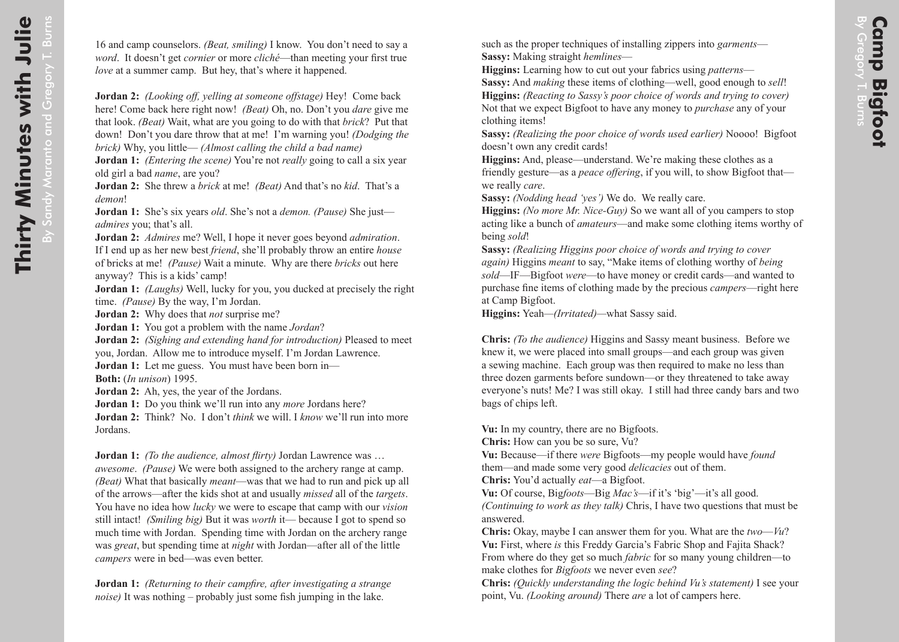16 and camp counselors. *(Beat, smiling)* I know. You don't need to say a *word*. It doesn't get *cornier* or more *cliché*—than meeting your first true *love* at a summer camp. But hey, that's where it happened.

**Jordan 2:** *(Looking off, yelling at someone offstage)* Hey! Come back here! Come back here right now! *(Beat)* Oh, no. Don't you *dare* give me that look. *(Beat)* Wait, what are you going to do with that *brick*? Put that down! Don't you dare throw that at me! I'm warning you! *(Dodging the brick)* Why, you little— *(Almost calling the child a bad name)*
**Jordan 1:** *(Entering the scene)* You're not *really* going to call a six year old girl a bad *name*, are you?
**Jordan 2:** She threw a *brick* at me! *(Beat)* And that's no *kid*. That's a *demon*!
**Jordan 1:** She's six years *old*. She's not a *demon. (Pause)* She just—*admires* you; that's all.
**Jordan 2:** *Admires* me? Well, I hope it never goes beyond *admiration*. If I end up as her new best *friend*, she'll probably throw an entire *house* of bricks at me! *(Pause)* Wait a minute. Why are there *bricks* out here anyway? This is a kids' camp!
**Jordan 1:** *(Laughs)* Well, lucky for you, you ducked at precisely the right time. *(Pause)* By the way, I'm Jordan.
**Jordan 2:** Why does that *not* surprise me?
**Jordan 1:** You got a problem with the name *Jordan*?
**Jordan 2:** *(Sighing and extending hand for introduction)* Pleased to meet you, Jordan. Allow me to introduce myself. I'm Jordan Lawrence.
**Jordan 1:** Let me guess. You must have been born in—
**Both:** (*In unison*) 1995.
**Jordan 2:** Ah, yes, the year of the Jordans.
**Jordan 1:** Do you think we'll run into any *more* Jordans here?
**Jordan 2:** Think? No. I don't *think* we will. I *know* we'll run into more Jordans.

**Jordan 1:** *(To the audience, almost flirty)* Jordan Lawrence was … *awesome*. *(Pause)* We were both assigned to the archery range at camp. *(Beat)* What that basically *meant*—was that we had to run and pick up all of the arrows—after the kids shot at and usually *missed* all of the *targets*. You have no idea how *lucky* we were to escape that camp with our *vision* still intact! *(Smiling big)* But it was *worth* it— because I got to spend so much time with Jordan. Spending time with Jordan on the archery range was *great*, but spending time at *night* with Jordan—after all of the little *campers* were in bed—was even better.

**Jordan 1:** *(Returning to their campfire, after investigating a strange noise)* It was nothing – probably just some fish jumping in the lake.

such as the proper techniques of installing zippers into *garments*—
**Sassy:** Making straight *hemlines*—
**Higgins:** Learning how to cut out your fabrics using *patterns*—
**Sassy:** And *making* these items of clothing—well, good enough to *sell*!
**Higgins:** *(Reacting to Sassy's poor choice of words and trying to cover)* Not that we expect Bigfoot to have any money to *purchase* any of your clothing items!
**Sassy:** *(Realizing the poor choice of words used earlier)* Noooo! Bigfoot doesn't own any credit cards!
**Higgins:** And, please—understand. We're making these clothes as a friendly gesture—as a *peace offering*, if you will, to show Bigfoot that—we really *care*.
**Sassy:** *(Nodding head 'yes')* We do. We really care.
**Higgins:** *(No more Mr. Nice-Guy)* So we want all of you campers to stop acting like a bunch of *amateurs*—and make some clothing items worthy of being *sold*!
**Sassy:** *(Realizing Higgins poor choice of words and trying to cover again)* Higgins *meant* to say, "Make items of clothing worthy of *being sold*—IF—Bigfoot *were*—to have money or credit cards—and wanted to purchase fine items of clothing made by the precious *campers*—right here at Camp Bigfoot.
**Higgins:** Yeah—*(Irritated)*—what Sassy said.

**Chris:** *(To the audience)* Higgins and Sassy meant business. Before we knew it, we were placed into small groups—and each group was given a sewing machine. Each group was then required to make no less than three dozen garments before sundown—or they threatened to take away everyone's nuts! Me? I was still okay. I still had three candy bars and two bags of chips left.

**Vu:** In my country, there are no Bigfoots.
**Chris:** How can you be so sure, Vu?
**Vu:** Because—if there *were* Bigfoots—my people would have *found* them—and made some very good *delicacies* out of them.
**Chris:** You'd actually *eat*—a Bigfoot.
**Vu:** Of course, Big*foots*—Big *Mac's*—if it's 'big'—it's all good. *(Continuing to work as they talk)* Chris, I have two questions that must be answered.
**Chris:** Okay, maybe I can answer them for you. What are the *two*—*Vu*?
**Vu:** First, where *is* this Freddy Garcia's Fabric Shop and Fajita Shack? From where do they get so much *fabric* for so many young children—to make clothes for *Bigfoots* we never even *see*?
**Chris:** *(Quickly understanding the logic behind Vu's statement)* I see your point, Vu. *(Looking around)* There *are* a lot of campers here.